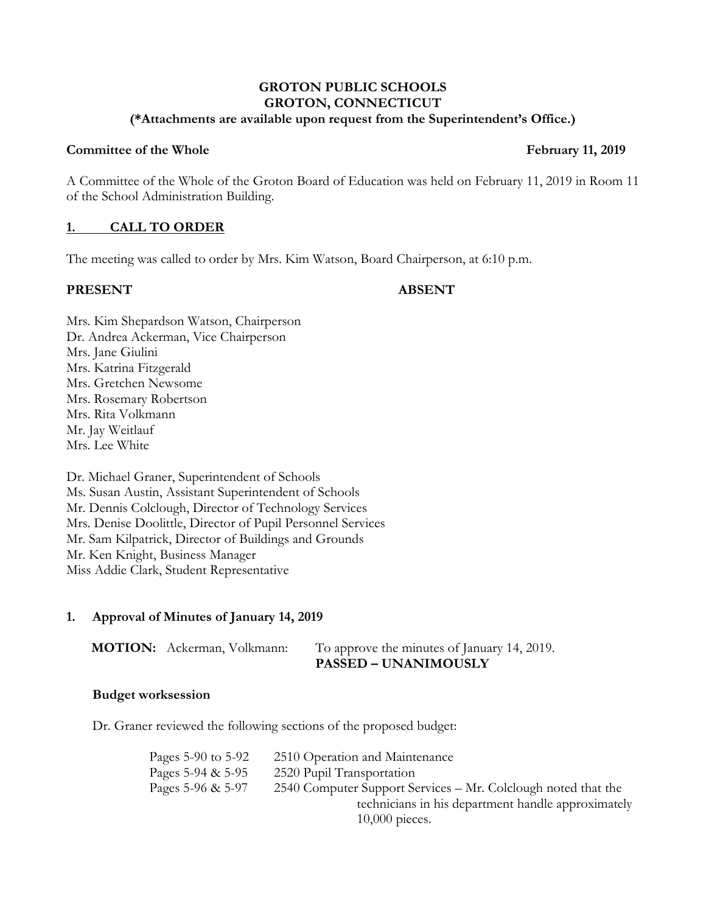# GROTON PUBLIC SCHOOLS
# GROTON, CONNECTICUT
**(*Attachments are available upon request from the Superintendent's Office.)**

**Committee of the Whole** **February 11, 2019**

A Committee of the Whole of the Groton Board of Education was held on February 11, 2019 in Room 11 of the School Administration Building.

## 1. CALL TO ORDER

The meeting was called to order by Mrs. Kim Watson, Board Chairperson, at 6:10 p.m.

**PRESENT** **ABSENT**

Mrs. Kim Shepardson Watson, Chairperson
Dr. Andrea Ackerman, Vice Chairperson
Mrs. Jane Giulini
Mrs. Katrina Fitzgerald
Mrs. Gretchen Newsome
Mrs. Rosemary Robertson
Mrs. Rita Volkmann
Mr. Jay Weitlauf
Mrs. Lee White

Dr. Michael Graner, Superintendent of Schools
Ms. Susan Austin, Assistant Superintendent of Schools
Mr. Dennis Colclough, Director of Technology Services
Mrs. Denise Doolittle, Director of Pupil Personnel Services
Mr. Sam Kilpatrick, Director of Buildings and Grounds
Mr. Ken Knight, Business Manager
Miss Addie Clark, Student Representative

## 1. Approval of Minutes of January 14, 2019

**MOTION:** Ackerman, Volkmann: To approve the minutes of January 14, 2019.
**PASSED – UNANIMOUSLY**

### Budget worksession

Dr. Graner reviewed the following sections of the proposed budget:

| | |
|---|---|
| Pages 5-90 to 5-92 | 2510 Operation and Maintenance |
| Pages 5-94 & 5-95 | 2520 Pupil Transportation |
| Pages 5-96 & 5-97 | 2540 Computer Support Services – Mr. Colclough noted that the technicians in his department handle approximately 10,000 pieces. |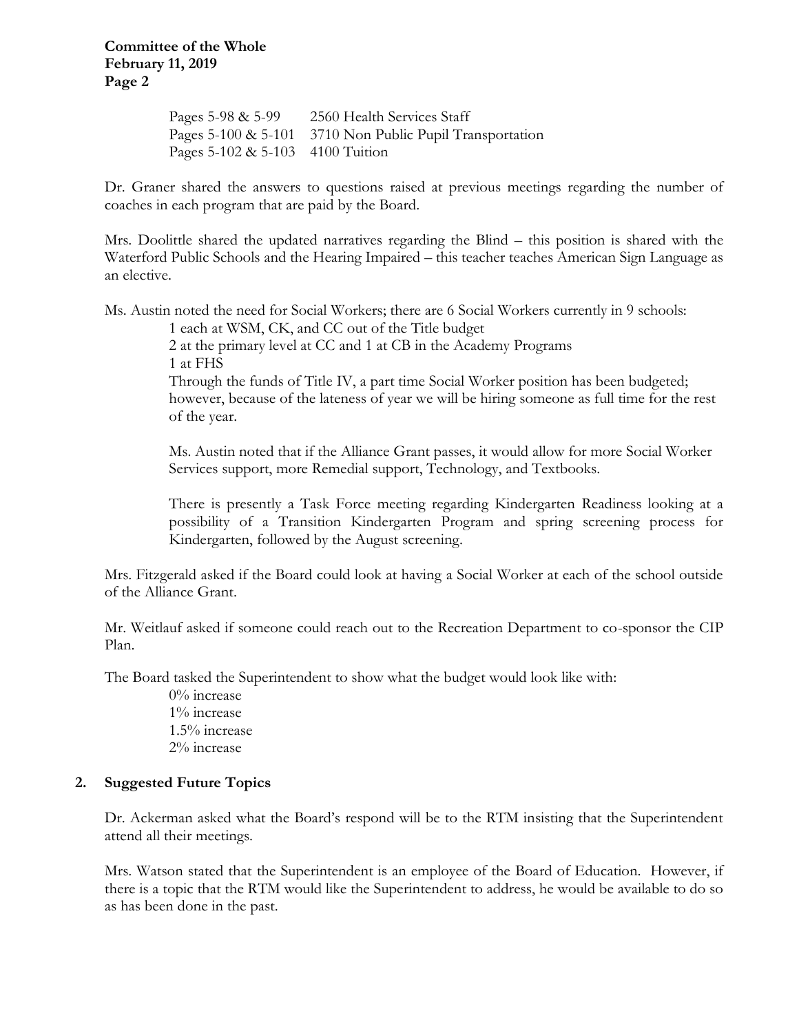| | |
|---|---|
| Pages 5-98 & 5-99 | 2560 Health Services Staff |
| Pages 5-100 & 5-101 | 3710 Non Public Pupil Transportation |
| Pages 5-102 & 5-103 | 4100 Tuition |

Dr. Graner shared the answers to questions raised at previous meetings regarding the number of coaches in each program that are paid by the Board.

Mrs. Doolittle shared the updated narratives regarding the Blind – this position is shared with the Waterford Public Schools and the Hearing Impaired – this teacher teaches American Sign Language as an elective.

Ms. Austin noted the need for Social Workers; there are 6 Social Workers currently in 9 schools:

1 each at WSM, CK, and CC out of the Title budget
2 at the primary level at CC and 1 at CB in the Academy Programs
1 at FHS
Through the funds of Title IV, a part time Social Worker position has been budgeted; however, because of the lateness of year we will be hiring someone as full time for the rest of the year.

Ms. Austin noted that if the Alliance Grant passes, it would allow for more Social Worker Services support, more Remedial support, Technology, and Textbooks.

There is presently a Task Force meeting regarding Kindergarten Readiness looking at a possibility of a Transition Kindergarten Program and spring screening process for Kindergarten, followed by the August screening.

Mrs. Fitzgerald asked if the Board could look at having a Social Worker at each of the school outside of the Alliance Grant.

Mr. Weitlauf asked if someone could reach out to the Recreation Department to co-sponsor the CIP Plan.

The Board tasked the Superintendent to show what the budget would look like with:

0% increase
1% increase
1.5% increase
2% increase

## 2. Suggested Future Topics

Dr. Ackerman asked what the Board's respond will be to the RTM insisting that the Superintendent attend all their meetings.

Mrs. Watson stated that the Superintendent is an employee of the Board of Education. However, if there is a topic that the RTM would like the Superintendent to address, he would be available to do so as has been done in the past.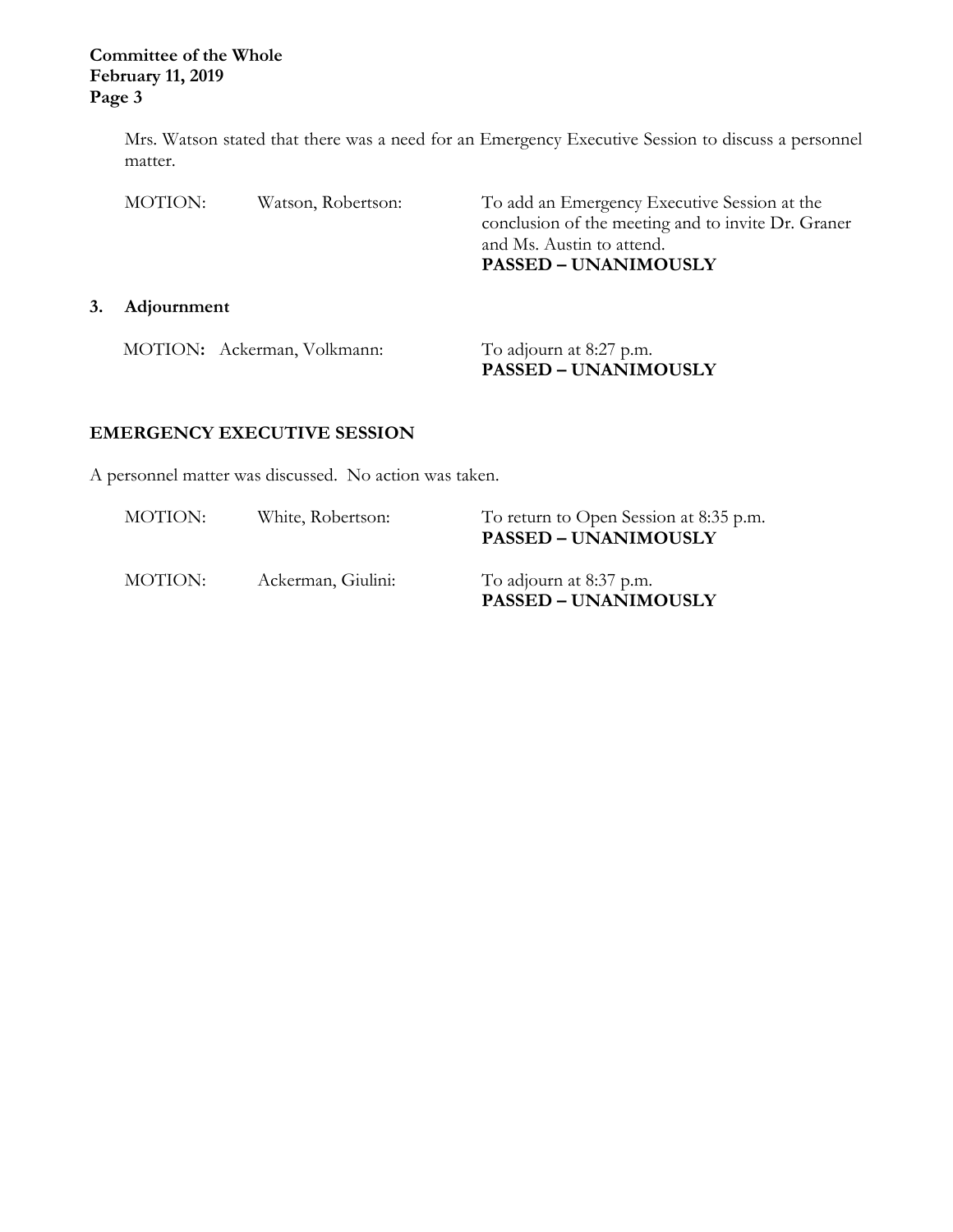Mrs. Watson stated that there was a need for an Emergency Executive Session to discuss a personnel matter.

| | | |
|---|---|---|
| MOTION: | Watson, Robertson: | To add an Emergency Executive Session at the conclusion of the meeting and to invite Dr. Graner and Ms. Austin to attend.<br>**PASSED – UNANIMOUSLY** |

**3. Adjournment**

| | | |
|---|---|---|
| MOTION**:** | Ackerman, Volkmann: | To adjourn at 8:27 p.m.<br>**PASSED – UNANIMOUSLY** |

## EMERGENCY EXECUTIVE SESSION

A personnel matter was discussed. No action was taken.

| | | |
|---|---|---|
| MOTION: | White, Robertson: | To return to Open Session at 8:35 p.m.<br>**PASSED – UNANIMOUSLY** |
| MOTION: | Ackerman, Giulini: | To adjourn at 8:37 p.m.<br>**PASSED – UNANIMOUSLY** |